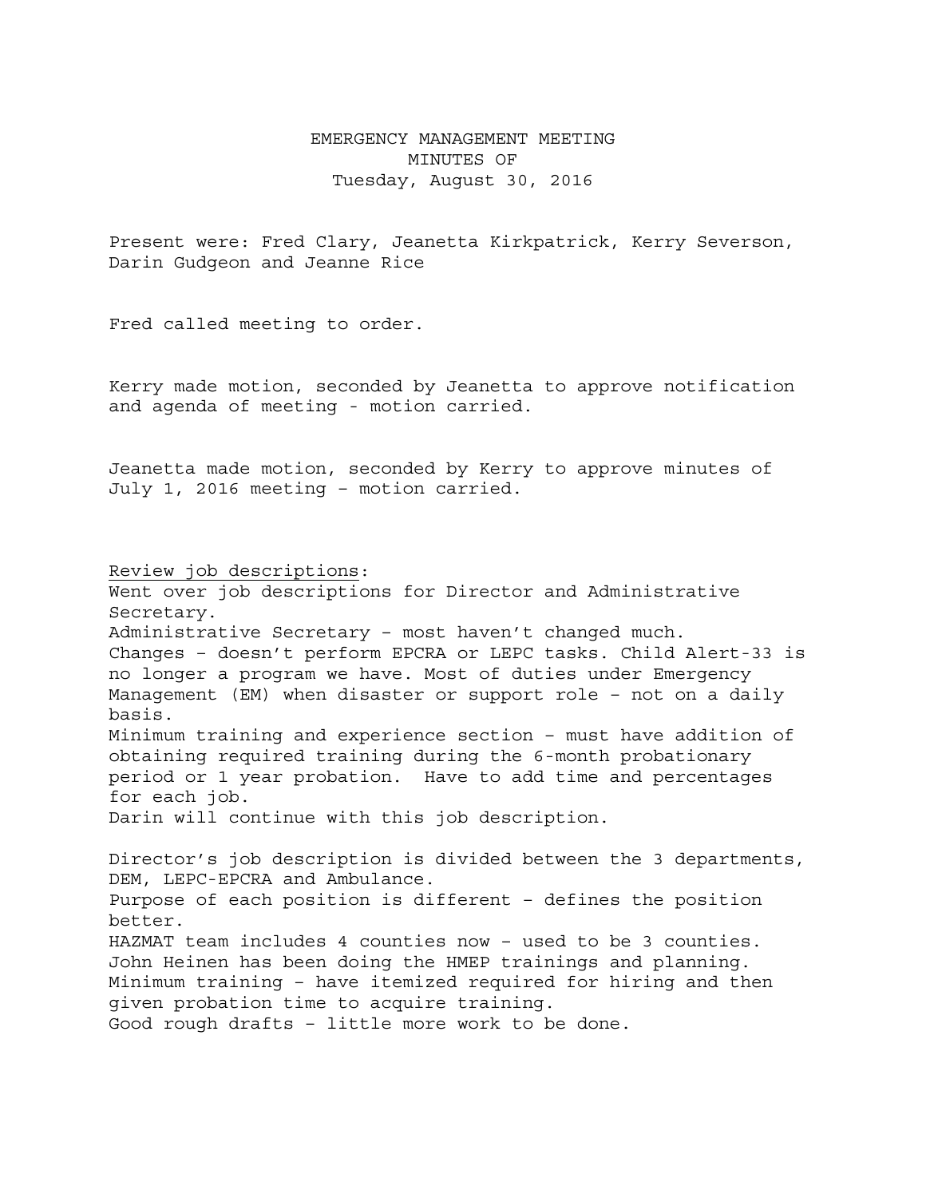# EMERGENCY MANAGEMENT MEETING
## MINUTES OF
## Tuesday, August 30, 2016

Present were: Fred Clary, Jeanetta Kirkpatrick, Kerry Severson, Darin Gudgeon and Jeanne Rice

Fred called meeting to order.

Kerry made motion, seconded by Jeanetta to approve notification and agenda of meeting - motion carried.

Jeanetta made motion, seconded by Kerry to approve minutes of July 1, 2016 meeting – motion carried.

<u>Review job descriptions</u>:

Went over job descriptions for Director and Administrative Secretary.

Administrative Secretary – most haven't changed much.

Changes – doesn't perform EPCRA or LEPC tasks. Child Alert-33 is no longer a program we have. Most of duties under Emergency Management (EM) when disaster or support role – not on a daily basis.

Minimum training and experience section – must have addition of obtaining required training during the 6-month probationary period or 1 year probation. Have to add time and percentages for each job.

Darin will continue with this job description.

Director's job description is divided between the 3 departments, DEM, LEPC-EPCRA and Ambulance.

Purpose of each position is different – defines the position better.

HAZMAT team includes 4 counties now – used to be 3 counties.

John Heinen has been doing the HMEP trainings and planning.

Minimum training – have itemized required for hiring and then given probation time to acquire training.

Good rough drafts – little more work to be done.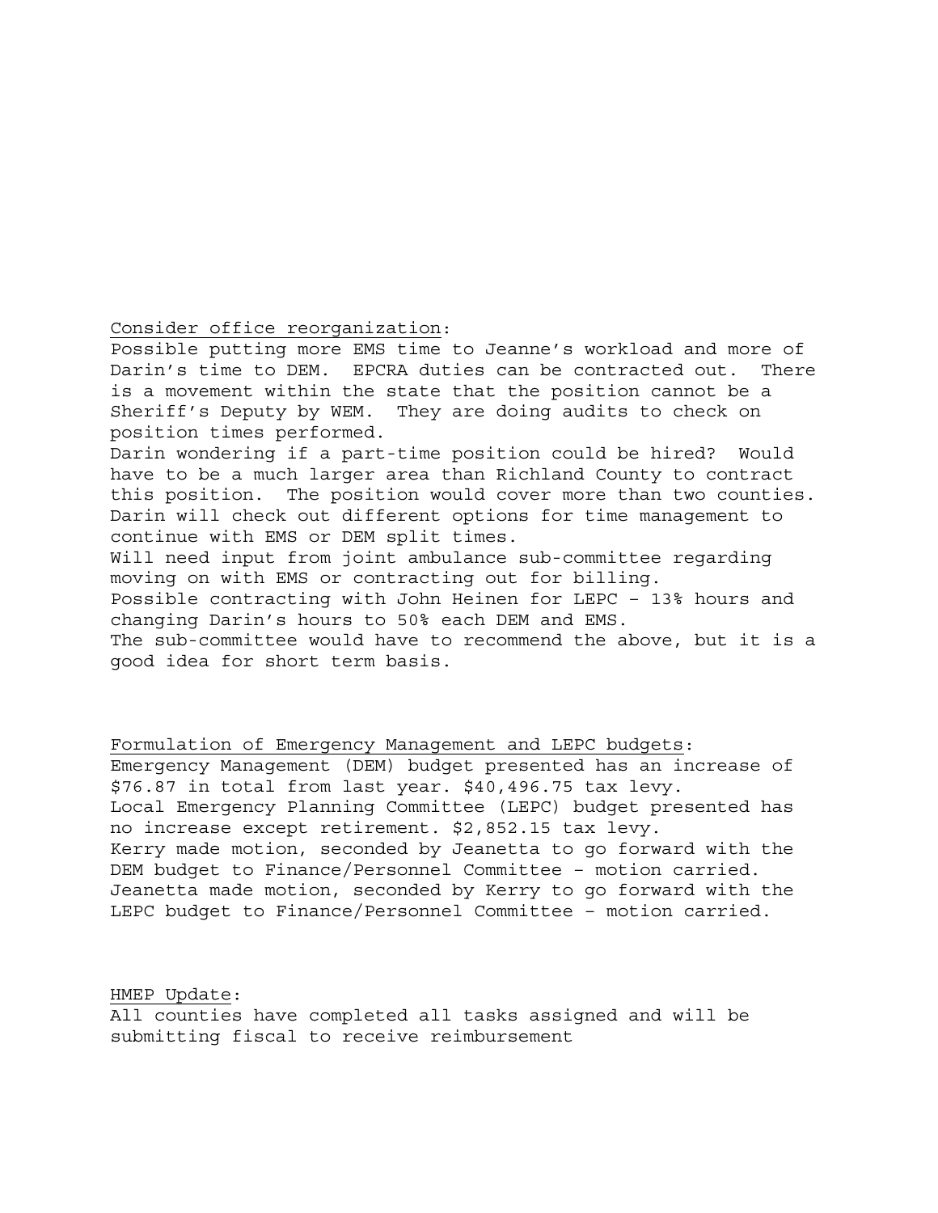<u>Consider office reorganization</u>:
Possible putting more EMS time to Jeanne's workload and more of Darin's time to DEM. EPCRA duties can be contracted out. There is a movement within the state that the position cannot be a Sheriff's Deputy by WEM. They are doing audits to check on position times performed.
Darin wondering if a part-time position could be hired? Would have to be a much larger area than Richland County to contract this position. The position would cover more than two counties.
Darin will check out different options for time management to continue with EMS or DEM split times.
Will need input from joint ambulance sub-committee regarding moving on with EMS or contracting out for billing.
Possible contracting with John Heinen for LEPC – 13% hours and changing Darin's hours to 50% each DEM and EMS.
The sub-committee would have to recommend the above, but it is a good idea for short term basis.

<u>Formulation of Emergency Management and LEPC budgets</u>:
Emergency Management (DEM) budget presented has an increase of \$76.87 in total from last year. \$40,496.75 tax levy.
Local Emergency Planning Committee (LEPC) budget presented has no increase except retirement. \$2,852.15 tax levy.
Kerry made motion, seconded by Jeanetta to go forward with the DEM budget to Finance/Personnel Committee – motion carried.
Jeanetta made motion, seconded by Kerry to go forward with the LEPC budget to Finance/Personnel Committee – motion carried.

<u>HMEP Update</u>:
All counties have completed all tasks assigned and will be submitting fiscal to receive reimbursement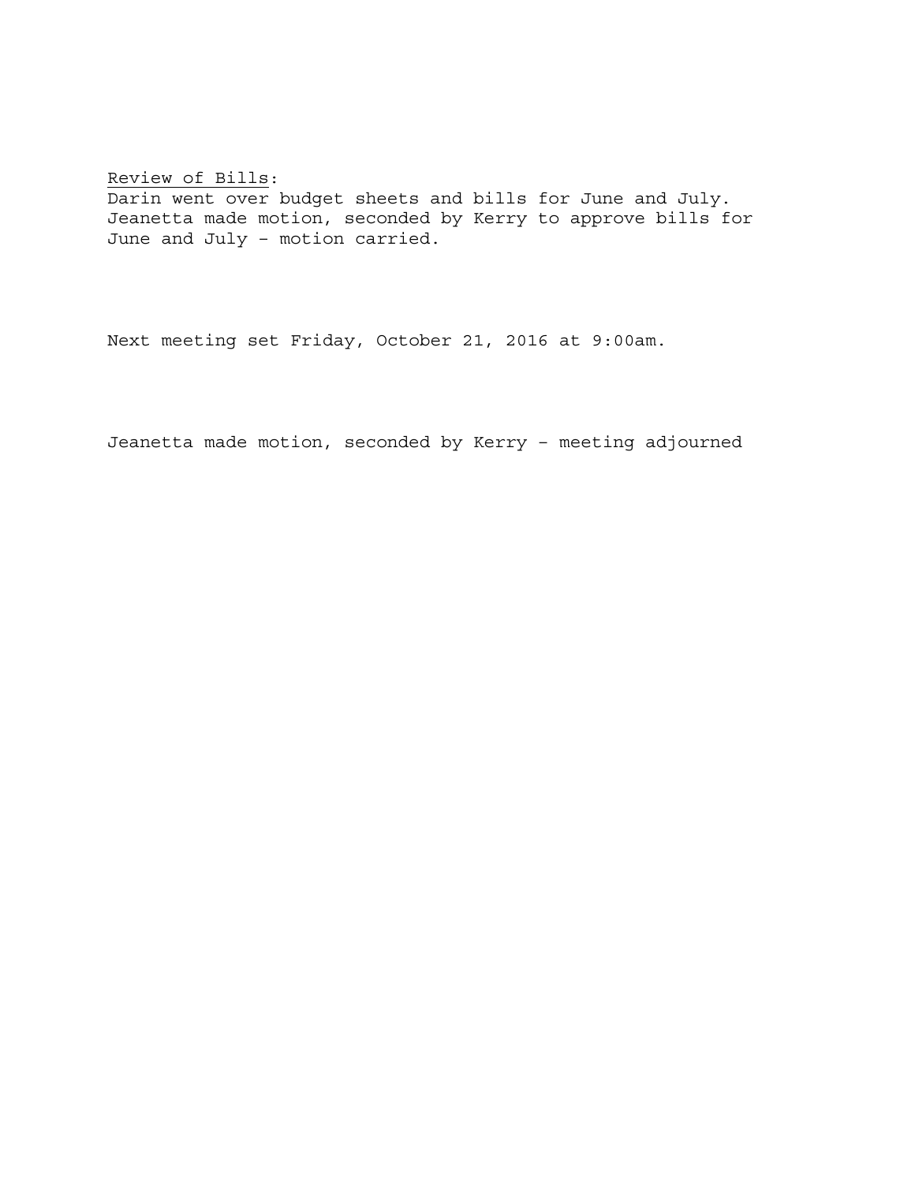Review of Bills:

Darin went over budget sheets and bills for June and July. Jeanetta made motion, seconded by Kerry to approve bills for June and July – motion carried.

Next meeting set Friday, October 21, 2016 at 9:00am.

Jeanetta made motion, seconded by Kerry – meeting adjourned